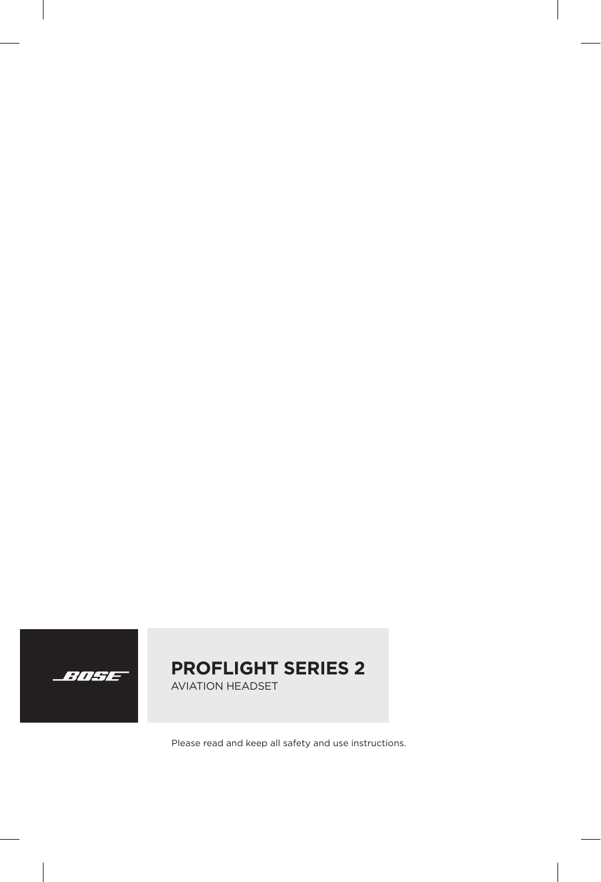BOSE

# PROFLIGHT SERIES 2

AVIATION HEADSET

Please read and keep all safety and use instructions.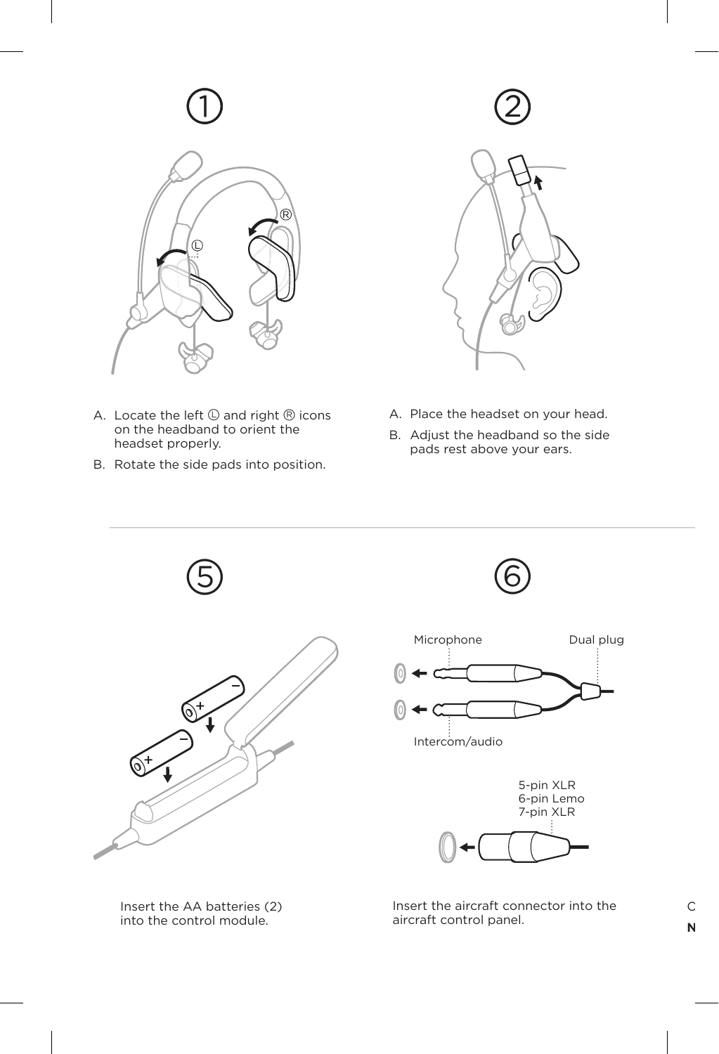①

Ⓡ

Ⓛ

A. Locate the left Ⓛ and right Ⓡ icons on the headband to orient the headset properly.

B. Rotate the side pads into position.

②

A. Place the headset on your head.

B. Adjust the headband so the side pads rest above your ears.

⑤

Insert the AA batteries (2) into the control module.

⑥

Microphone

Dual plug

Intercom/audio

5-pin XLR
6-pin Lemo
7-pin XLR

Insert the aircraft connector into the aircraft control panel.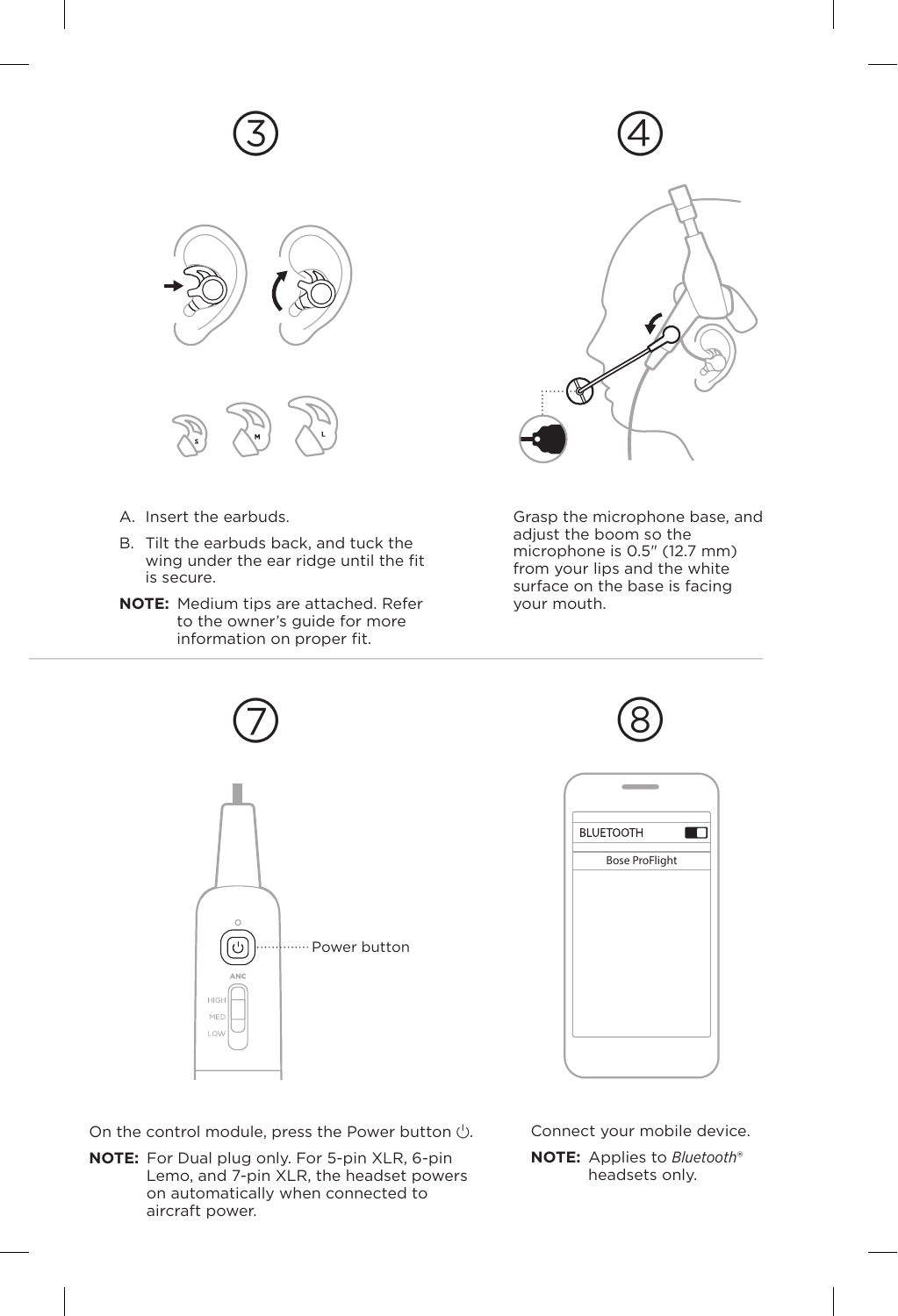## 3

A. Insert the earbuds.

B. Tilt the earbuds back, and tuck the wing under the ear ridge until the fit is secure.

**NOTE:** Medium tips are attached. Refer to the owner's guide for more information on proper fit.

## 4

Grasp the microphone base, and adjust the boom so the microphone is 0.5" (12.7 mm) from your lips and the white surface on the base is facing your mouth.

## 7

Power button

On the control module, press the Power button ⏻.

**NOTE:** For Dual plug only. For 5-pin XLR, 6-pin Lemo, and 7-pin XLR, the headset powers on automatically when connected to aircraft power.

## 8

BLUETOOTH

Bose ProFlight

Connect your mobile device.

**NOTE:** Applies to *Bluetooth*® headsets only.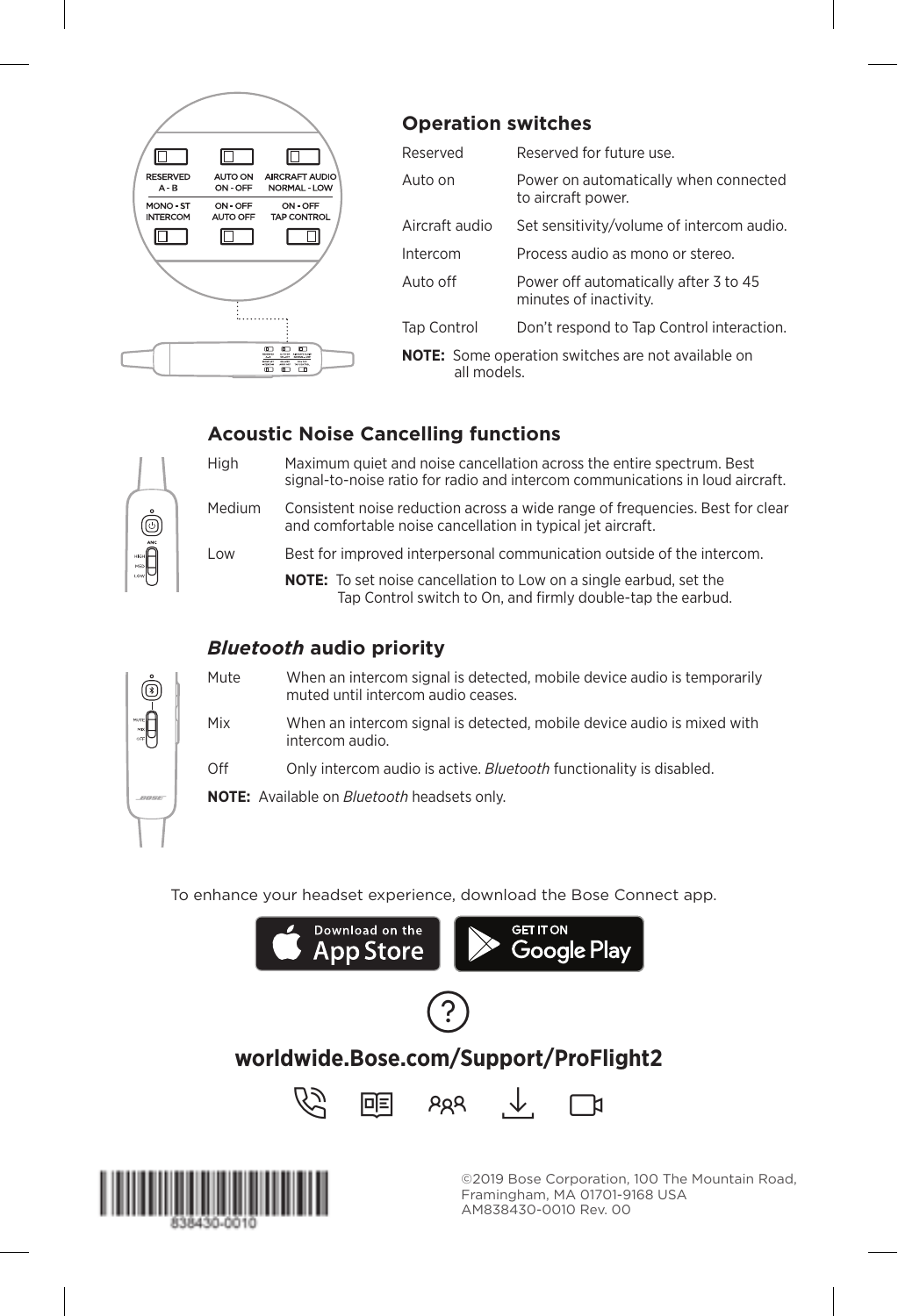RESERVED A - B
AUTO ON ON - OFF
AIRCRAFT AUDIO NORMAL - LOW
MONO - ST INTERCOM
ON - OFF AUTO OFF
ON - OFF TAP CONTROL

## Operation switches

| | |
|---|---|
| Reserved | Reserved for future use. |
| Auto on | Power on automatically when connected to aircraft power. |
| Aircraft audio | Set sensitivity/volume of intercom audio. |
| Intercom | Process audio as mono or stereo. |
| Auto off | Power off automatically after 3 to 45 minutes of inactivity. |
| Tap Control | Don't respond to Tap Control interaction. |

**NOTE:** Some operation switches are not available on all models.

## Acoustic Noise Cancelling functions

| | |
|---|---|
| High | Maximum quiet and noise cancellation across the entire spectrum. Best signal-to-noise ratio for radio and intercom communications in loud aircraft. |
| Medium | Consistent noise reduction across a wide range of frequencies. Best for clear and comfortable noise cancellation in typical jet aircraft. |
| Low | Best for improved interpersonal communication outside of the intercom. |

**NOTE:** To set noise cancellation to Low on a single earbud, set the Tap Control switch to On, and firmly double-tap the earbud.

## *Bluetooth* audio priority

| | |
|---|---|
| Mute | When an intercom signal is detected, mobile device audio is temporarily muted until intercom audio ceases. |
| Mix | When an intercom signal is detected, mobile device audio is mixed with intercom audio. |
| Off | Only intercom audio is active. *Bluetooth* functionality is disabled. |

**NOTE:** Available on *Bluetooth* headsets only.

To enhance your headset experience, download the Bose Connect app.

Download on the App Store

GET IT ON Google Play

**worldwide.Bose.com/Support/ProFlight2**

838430-0010

©2019 Bose Corporation, 100 The Mountain Road, Framingham, MA 01701-9168 USA
AM838430-0010 Rev. 00